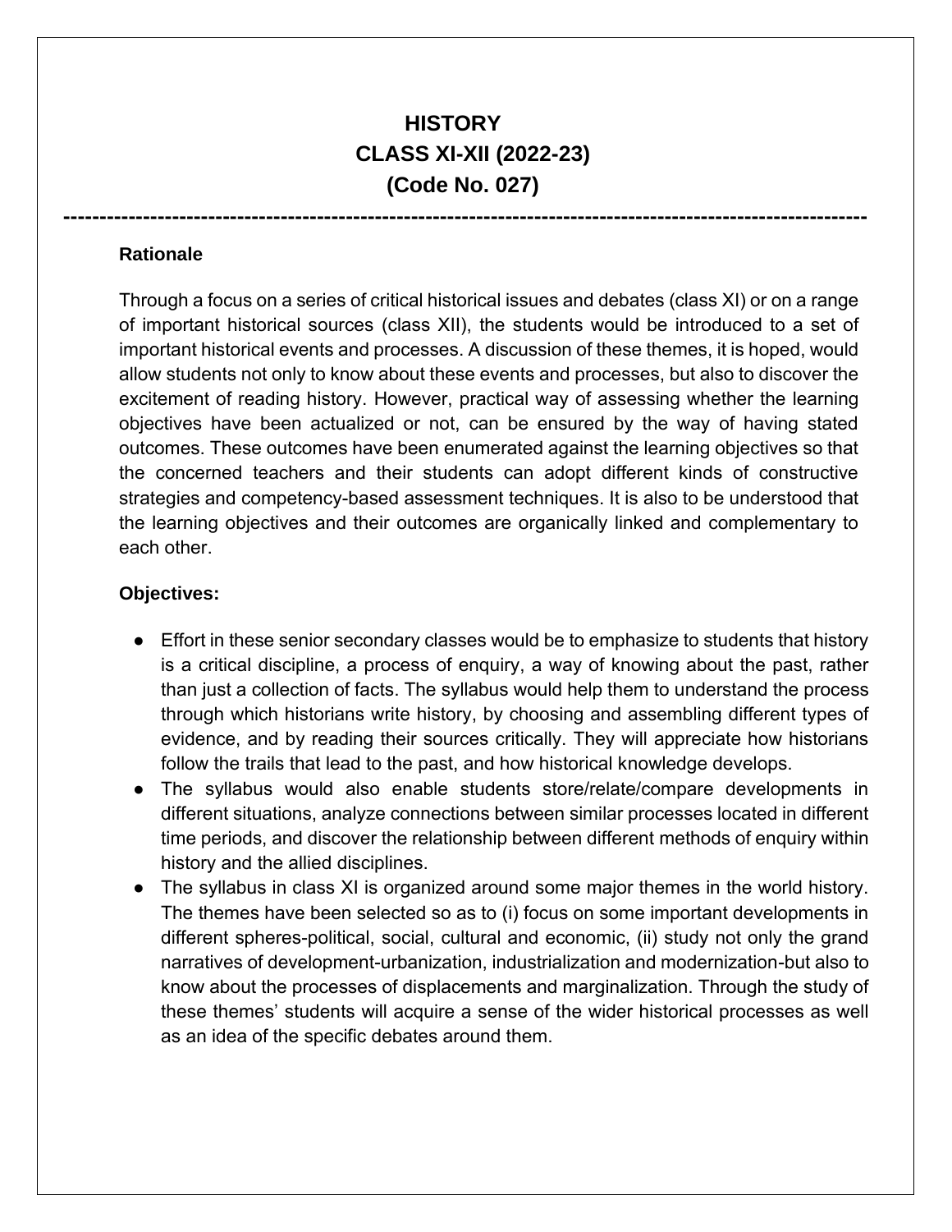# HISTORY
# CLASS XI-XII (2022-23)
# (Code No. 027)

---

**Rationale**

Through a focus on a series of critical historical issues and debates (class XI) or on a range of important historical sources (class XII), the students would be introduced to a set of important historical events and processes. A discussion of these themes, it is hoped, would allow students not only to know about these events and processes, but also to discover the excitement of reading history. However, practical way of assessing whether the learning objectives have been actualized or not, can be ensured by the way of having stated outcomes. These outcomes have been enumerated against the learning objectives so that the concerned teachers and their students can adopt different kinds of constructive strategies and competency-based assessment techniques. It is also to be understood that the learning objectives and their outcomes are organically linked and complementary to each other.

**Objectives:**

- Effort in these senior secondary classes would be to emphasize to students that history is a critical discipline, a process of enquiry, a way of knowing about the past, rather than just a collection of facts. The syllabus would help them to understand the process through which historians write history, by choosing and assembling different types of evidence, and by reading their sources critically. They will appreciate how historians follow the trails that lead to the past, and how historical knowledge develops.
- The syllabus would also enable students store/relate/compare developments in different situations, analyze connections between similar processes located in different time periods, and discover the relationship between different methods of enquiry within history and the allied disciplines.
- The syllabus in class XI is organized around some major themes in the world history. The themes have been selected so as to (i) focus on some important developments in different spheres-political, social, cultural and economic, (ii) study not only the grand narratives of development-urbanization, industrialization and modernization-but also to know about the processes of displacements and marginalization. Through the study of these themes' students will acquire a sense of the wider historical processes as well as an idea of the specific debates around them.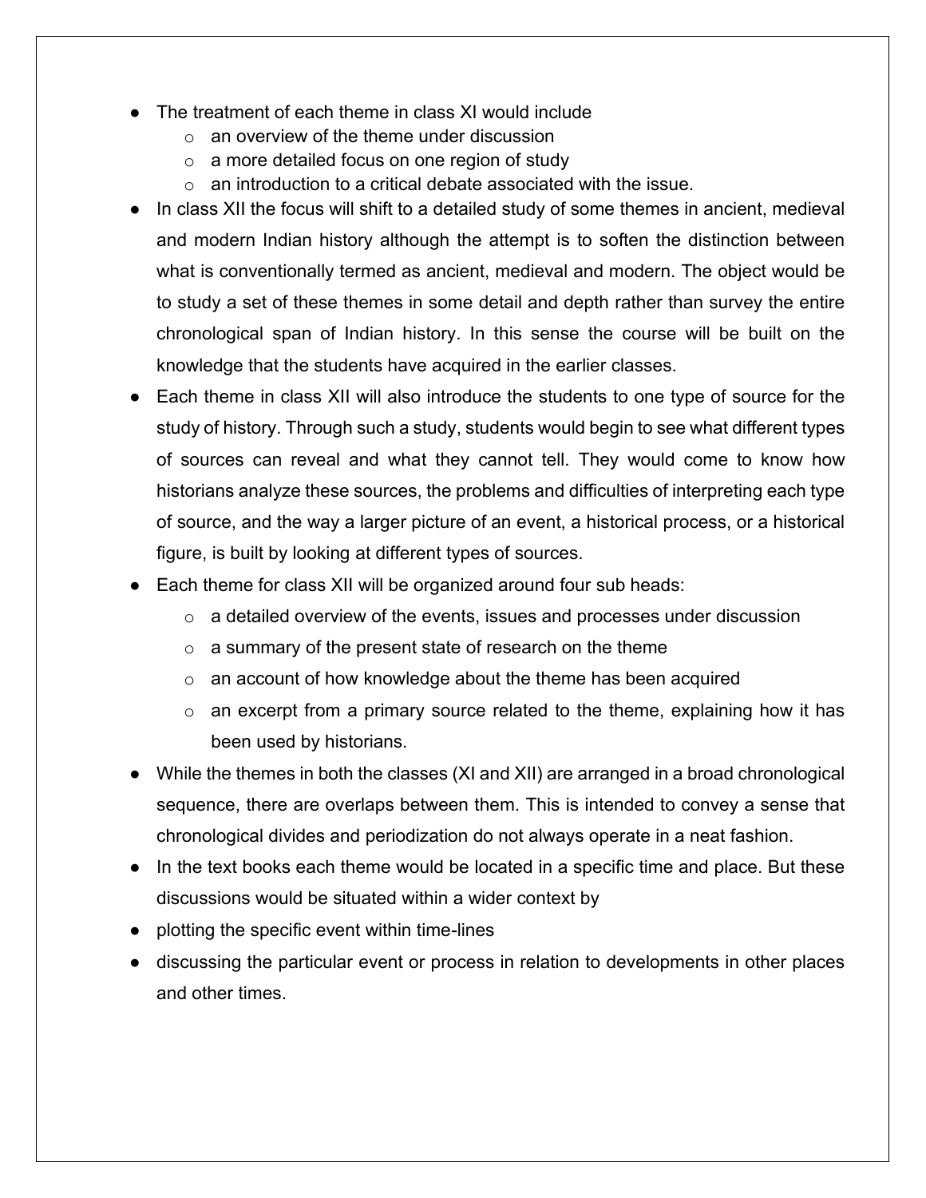- The treatment of each theme in class XI would include
    - an overview of the theme under discussion
    - a more detailed focus on one region of study
    - an introduction to a critical debate associated with the issue.
- In class XII the focus will shift to a detailed study of some themes in ancient, medieval and modern Indian history although the attempt is to soften the distinction between what is conventionally termed as ancient, medieval and modern. The object would be to study a set of these themes in some detail and depth rather than survey the entire chronological span of Indian history. In this sense the course will be built on the knowledge that the students have acquired in the earlier classes.
- Each theme in class XII will also introduce the students to one type of source for the study of history. Through such a study, students would begin to see what different types of sources can reveal and what they cannot tell. They would come to know how historians analyze these sources, the problems and difficulties of interpreting each type of source, and the way a larger picture of an event, a historical process, or a historical figure, is built by looking at different types of sources.
- Each theme for class XII will be organized around four sub heads:
    - a detailed overview of the events, issues and processes under discussion
    - a summary of the present state of research on the theme
    - an account of how knowledge about the theme has been acquired
    - an excerpt from a primary source related to the theme, explaining how it has been used by historians.
- While the themes in both the classes (XI and XII) are arranged in a broad chronological sequence, there are overlaps between them. This is intended to convey a sense that chronological divides and periodization do not always operate in a neat fashion.
- In the text books each theme would be located in a specific time and place. But these discussions would be situated within a wider context by
- plotting the specific event within time-lines
- discussing the particular event or process in relation to developments in other places and other times.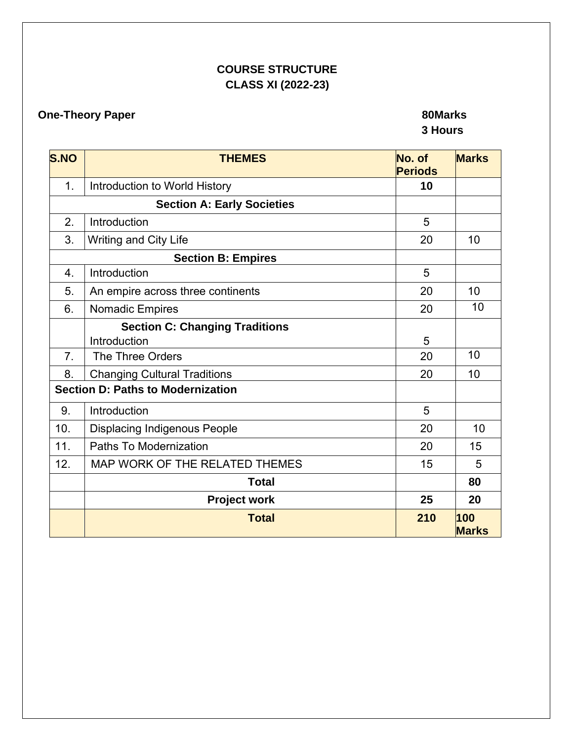**COURSE STRUCTURE**
**CLASS XI (2022-23)**

**One-Theory Paper** **80Marks**
**3 Hours**

| S.NO | THEMES | No. of Periods | Marks |
|---|---|---|---|
| 1. | Introduction to World History | **10** | |
| | **Section A: Early Societies** | | |
| 2. | Introduction | 5 | |
| 3. | Writing and City Life | 20 | 10 |
| | **Section B: Empires** | | |
| 4. | Introduction | 5 | |
| 5. | An empire across three continents | 20 | 10 |
| 6. | Nomadic Empires | 20 | 10 |
| | **Section C: Changing Traditions** Introduction | 5 | |
| 7. | The Three Orders | 20 | 10 |
| 8. | Changing Cultural Traditions | 20 | 10 |
| | **Section D: Paths to Modernization** | | |
| 9. | Introduction | 5 | |
| 10. | Displacing Indigenous People | 20 | 10 |
| 11. | Paths To Modernization | 20 | 15 |
| 12. | MAP WORK OF THE RELATED THEMES | 15 | 5 |
| | **Total** | | **80** |
| | **Project work** | **25** | **20** |
| | **Total** | **210** | **100 Marks** |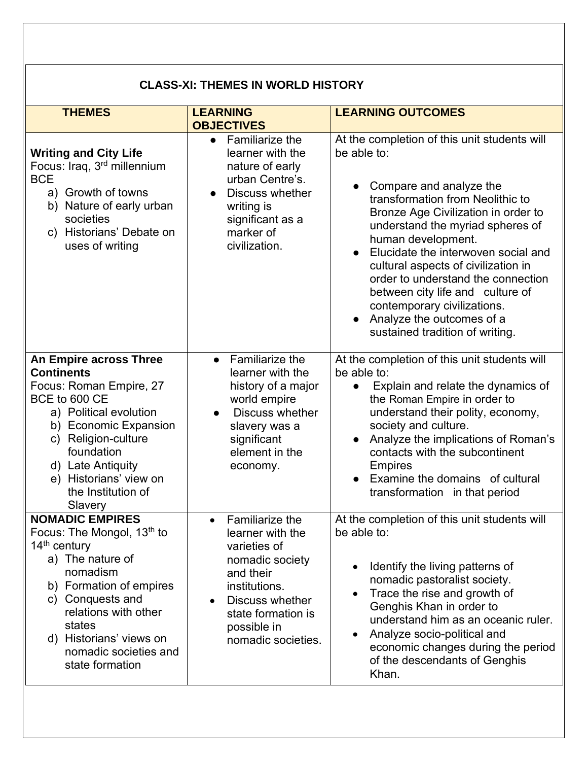## CLASS-XI: THEMES IN WORLD HISTORY

| THEMES | LEARNING OBJECTIVES | LEARNING OUTCOMES |
|---|---|---|
| **Writing and City Life**<br>Focus: Iraq, 3rd millennium BCE<br>a) Growth of towns<br>b) Nature of early urban societies<br>c) Historians' Debate on uses of writing | ● Familiarize the learner with the nature of early urban Centre's.<br>● Discuss whether writing is significant as a marker of civilization. | At the completion of this unit students will be able to:<br>● Compare and analyze the transformation from Neolithic to Bronze Age Civilization in order to understand the myriad spheres of human development.<br>● Elucidate the interwoven social and cultural aspects of civilization in order to understand the connection between city life and culture of contemporary civilizations.<br>● Analyze the outcomes of a sustained tradition of writing. |
| **An Empire across Three Continents**<br>Focus: Roman Empire, 27 BCE to 600 CE<br>a) Political evolution<br>b) Economic Expansion<br>c) Religion-culture foundation<br>d) Late Antiquity<br>e) Historians' view on the Institution of Slavery | ● Familiarize the learner with the history of a major world empire<br>● Discuss whether slavery was a significant element in the economy. | At the completion of this unit students will be able to:<br>● Explain and relate the dynamics of the Roman Empire in order to understand their polity, economy, society and culture.<br>● Analyze the implications of Roman's contacts with the subcontinent Empires<br>● Examine the domains of cultural transformation in that period |
| **NOMADIC EMPIRES**<br>Focus: The Mongol, 13th to 14th century<br>a) The nature of nomadism<br>b) Formation of empires<br>c) Conquests and relations with other states<br>d) Historians' views on nomadic societies and state formation | • Familiarize the learner with the varieties of nomadic society and their institutions.<br>• Discuss whether state formation is possible in nomadic societies. | At the completion of this unit students will be able to:<br>• Identify the living patterns of nomadic pastoralist society.<br>• Trace the rise and growth of Genghis Khan in order to understand him as an oceanic ruler.<br>• Analyze socio-political and economic changes during the period of the descendants of Genghis Khan. |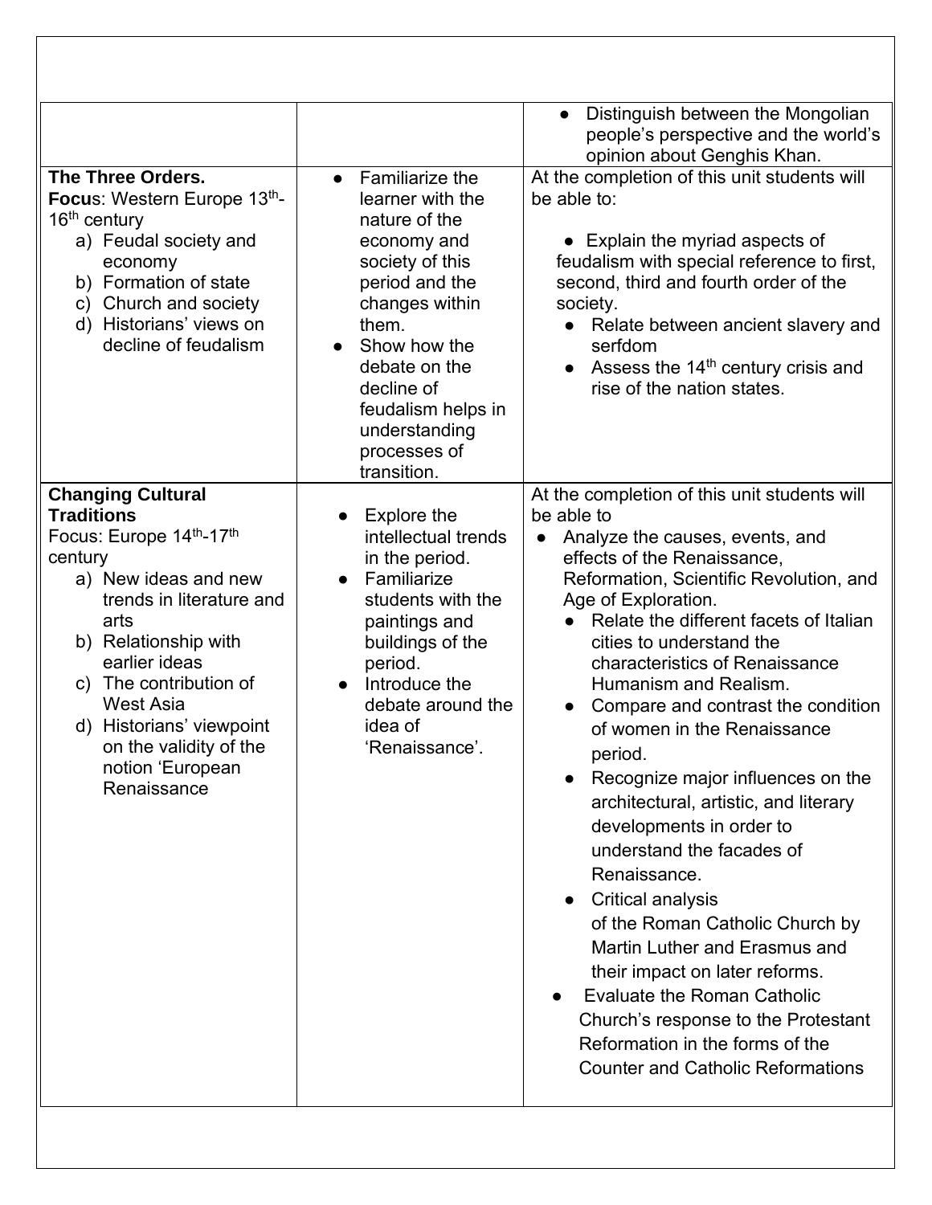| | | |
|---|---|---|
| | | • Distinguish between the Mongolian people's perspective and the world's opinion about Genghis Khan. |
| **The Three Orders.**<br>**Focus**: Western Europe 13th-16th century<br>a) Feudal society and economy<br>b) Formation of state<br>c) Church and society<br>d) Historians' views on decline of feudalism | • Familiarize the learner with the nature of the economy and society of this period and the changes within them.<br>• Show how the debate on the decline of feudalism helps in understanding processes of transition. | At the completion of this unit students will be able to:<br>• Explain the myriad aspects of feudalism with special reference to first, second, third and fourth order of the society.<br>• Relate between ancient slavery and serfdom<br>• Assess the 14th century crisis and rise of the nation states. |
| **Changing Cultural Traditions**<br>Focus: Europe 14th-17th century<br>a) New ideas and new trends in literature and arts<br>b) Relationship with earlier ideas<br>c) The contribution of West Asia<br>d) Historians' viewpoint on the validity of the notion 'European Renaissance | • Explore the intellectual trends in the period.<br>• Familiarize students with the paintings and buildings of the period.<br>• Introduce the debate around the idea of 'Renaissance'. | At the completion of this unit students will be able to<br>• Analyze the causes, events, and effects of the Renaissance, Reformation, Scientific Revolution, and Age of Exploration.<br>• Relate the different facets of Italian cities to understand the characteristics of Renaissance Humanism and Realism.<br>• Compare and contrast the condition of women in the Renaissance period.<br>• Recognize major influences on the architectural, artistic, and literary developments in order to understand the facades of Renaissance.<br>• Critical analysis of the Roman Catholic Church by Martin Luther and Erasmus and their impact on later reforms.<br>• Evaluate the Roman Catholic Church's response to the Protestant Reformation in the forms of the Counter and Catholic Reformations |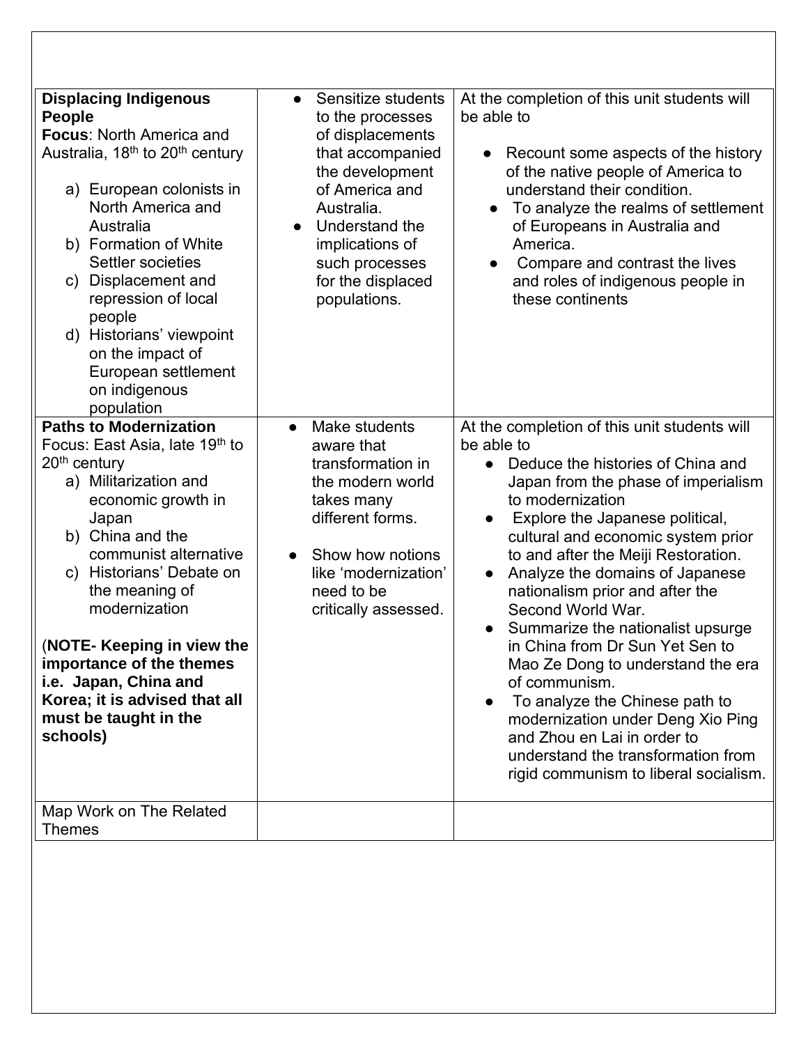| | | |
|---|---|---|
| **Displacing Indigenous People**<br>**Focus**: North America and Australia, 18th to 20th century<br><br>a) European colonists in North America and Australia<br>b) Formation of White Settler societies<br>c) Displacement and repression of local people<br>d) Historians' viewpoint on the impact of European settlement on indigenous population | ● Sensitize students to the processes of displacements that accompanied the development of America and Australia.<br>● Understand the implications of such processes for the displaced populations. | At the completion of this unit students will be able to<br><br>● Recount some aspects of the history of the native people of America to understand their condition.<br>● To analyze the realms of settlement of Europeans in Australia and America.<br>● Compare and contrast the lives and roles of indigenous people in these continents |
| **Paths to Modernization**<br>Focus: East Asia, late 19th to 20th century<br>a) Militarization and economic growth in Japan<br>b) China and the communist alternative<br>c) Historians' Debate on the meaning of modernization<br><br>(**NOTE- Keeping in view the importance of the themes i.e. Japan, China and Korea; it is advised that all must be taught in the schools)** | ● Make students aware that transformation in the modern world takes many different forms.<br><br>● Show how notions like 'modernization' need to be critically assessed. | At the completion of this unit students will be able to<br>● Deduce the histories of China and Japan from the phase of imperialism to modernization<br>● Explore the Japanese political, cultural and economic system prior to and after the Meiji Restoration.<br>● Analyze the domains of Japanese nationalism prior and after the Second World War.<br>● Summarize the nationalist upsurge in China from Dr Sun Yet Sen to Mao Ze Dong to understand the era of communism.<br>● To analyze the Chinese path to modernization under Deng Xio Ping and Zhou en Lai in order to understand the transformation from rigid communism to liberal socialism. |
| Map Work on The Related Themes | | |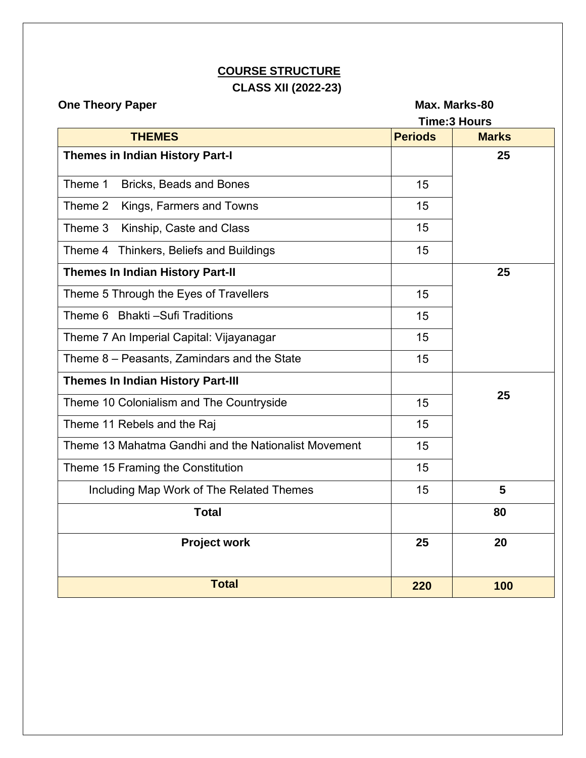## COURSE STRUCTURE

### CLASS XII (2022-23)

**One Theory Paper** | **Max. Marks-80**

**Time:3 Hours**

| THEMES | Periods | Marks |
|---|---|---|
| **Themes in Indian History Part-I** | | **25** |
| Theme 1 Bricks, Beads and Bones | 15 | |
| Theme 2 Kings, Farmers and Towns | 15 | |
| Theme 3 Kinship, Caste and Class | 15 | |
| Theme 4 Thinkers, Beliefs and Buildings | 15 | |
| **Themes In Indian History Part-II** | | **25** |
| Theme 5 Through the Eyes of Travellers | 15 | |
| Theme 6 Bhakti –Sufi Traditions | 15 | |
| Theme 7 An Imperial Capital: Vijayanagar | 15 | |
| Theme 8 – Peasants, Zamindars and the State | 15 | |
| **Themes In Indian History Part-III** | | **25** |
| Theme 10 Colonialism and The Countryside | 15 | |
| Theme 11 Rebels and the Raj | 15 | |
| Theme 13 Mahatma Gandhi and the Nationalist Movement | 15 | |
| Theme 15 Framing the Constitution | 15 | |
| Including Map Work of The Related Themes | 15 | **5** |
| **Total** | | **80** |
| **Project work** | **25** | **20** |
| **Total** | **220** | **100** |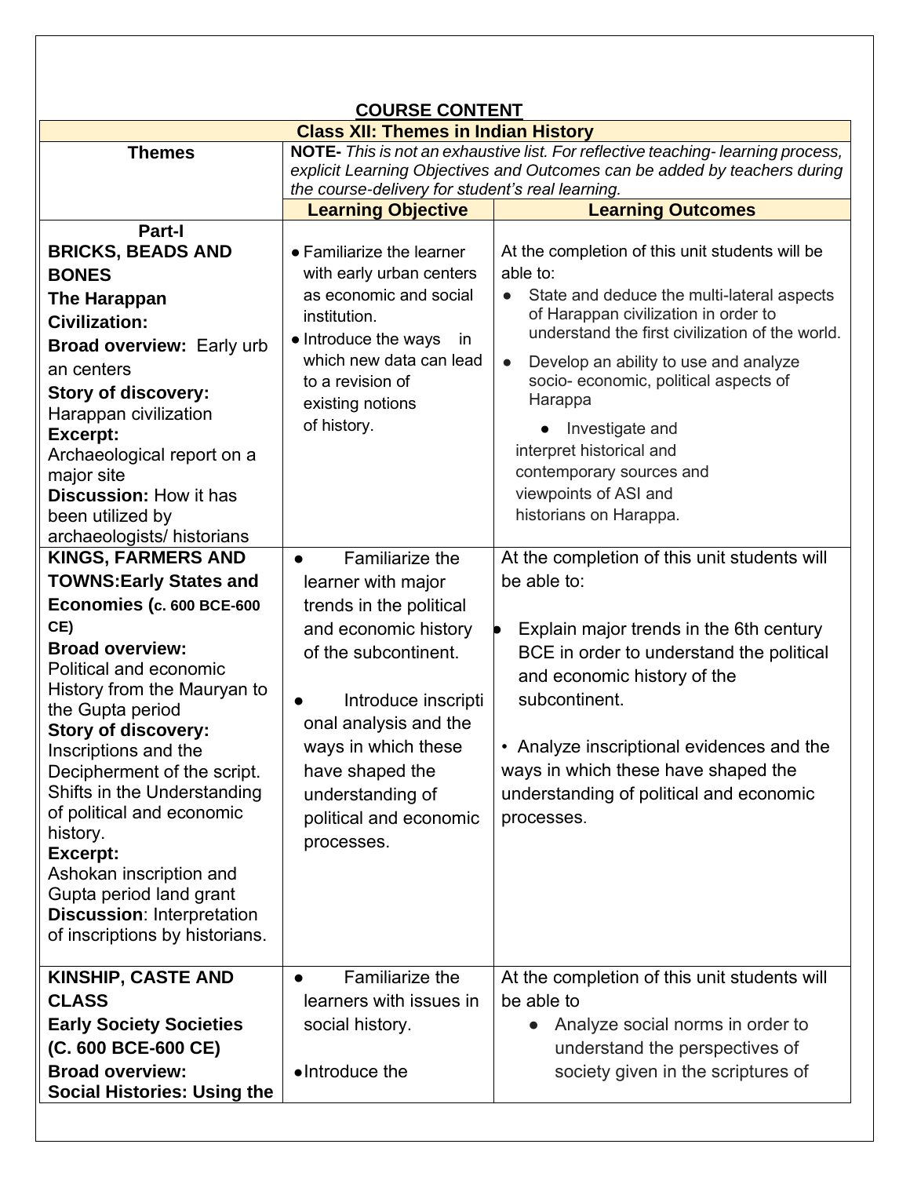## COURSE CONTENT

| Class XII: Themes in Indian History | | |
|---|---|---|
| **Themes** | **NOTE-** *This is not an exhaustive list. For reflective teaching- learning process, explicit Learning Objectives and Outcomes can be added by teachers during the course-delivery for student's real learning.* | |
| | **Learning Objective** | **Learning Outcomes** |
| **Part-I**<br>**BRICKS, BEADS AND BONES**<br>**The Harappan Civilization:**<br>**Broad overview:** Early urb an centers<br>**Story of discovery:** Harappan civilization<br>**Excerpt:** Archaeological report on a major site<br>**Discussion:** How it has been utilized by archaeologists/ historians | ● Familiarize the learner with early urban centers as economic and social institution.<br>● Introduce the ways in which new data can lead to a revision of existing notions of history. | At the completion of this unit students will be able to:<br>● State and deduce the multi-lateral aspects of Harappan civilization in order to understand the first civilization of the world.<br>● Develop an ability to use and analyze socio- economic, political aspects of Harappa<br>● Investigate and interpret historical and contemporary sources and viewpoints of ASI and historians on Harappa. |
| **KINGS, FARMERS AND TOWNS:Early States and Economies (c. 600 BCE-600 CE)**<br>**Broad overview:** Political and economic History from the Mauryan to the Gupta period<br>**Story of discovery:** Inscriptions and the Decipherment of the script. Shifts in the Understanding of political and economic history.<br>**Excerpt:** Ashokan inscription and Gupta period land grant<br>**Discussion**: Interpretation of inscriptions by historians. | ● Familiarize the learner with major trends in the political and economic history of the subcontinent.<br>● Introduce inscripti onal analysis and the ways in which these have shaped the understanding of political and economic processes. | At the completion of this unit students will be able to:<br>● Explain major trends in the 6th century BCE in order to understand the political and economic history of the subcontinent.<br>• Analyze inscriptional evidences and the ways in which these have shaped the understanding of political and economic processes. |
| **KINSHIP, CASTE AND CLASS**<br>**Early Society Societies (C. 600 BCE-600 CE)**<br>**Broad overview:**<br>**Social Histories: Using the** | ● Familiarize the learners with issues in social history.<br>● Introduce the | At the completion of this unit students will be able to<br>● Analyze social norms in order to understand the perspectives of society given in the scriptures of |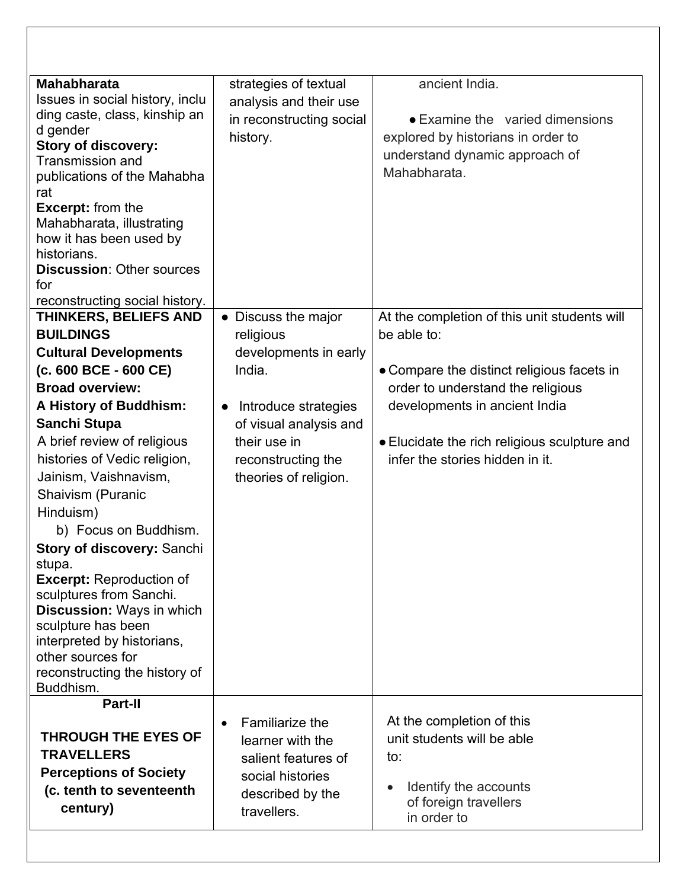| | | |
|---|---|---|
| **Mahabharata**<br>Issues in social history, including caste, class, kinship and gender<br>**Story of discovery:** Transmission and publications of the Mahabharat<br>**Excerpt:** from the Mahabharata, illustrating how it has been used by historians.<br>**Discussion**: Other sources for reconstructing social history. | strategies of textual analysis and their use in reconstructing social history. | ancient India.<br><br>● Examine the varied dimensions explored by historians in order to understand dynamic approach of Mahabharata. |
| **THINKERS, BELIEFS AND BUILDINGS**<br>**Cultural Developments (c. 600 BCE - 600 CE)**<br>**Broad overview:**<br>**A History of Buddhism: Sanchi Stupa**<br>A brief review of religious histories of Vedic religion, Jainism, Vaishnavism, Shaivism (Puranic Hinduism)<br>b) Focus on Buddhism.<br>**Story of discovery:** Sanchi stupa.<br>**Excerpt:** Reproduction of sculptures from Sanchi.<br>**Discussion:** Ways in which sculpture has been interpreted by historians, other sources for reconstructing the history of Buddhism. | ● Discuss the major religious developments in early India.<br><br>● Introduce strategies of visual analysis and their use in reconstructing the theories of religion. | At the completion of this unit students will be able to:<br><br>● Compare the distinct religious facets in order to understand the religious developments in ancient India<br><br>● Elucidate the rich religious sculpture and infer the stories hidden in it. |
| **Part-II**<br><br>**THROUGH THE EYES OF TRAVELLERS**<br>**Perceptions of Society (c. tenth to seventeenth century)** | ● Familiarize the learner with the salient features of social histories described by the travellers. | At the completion of this unit students will be able to:<br><br>● Identify the accounts of foreign travellers in order to |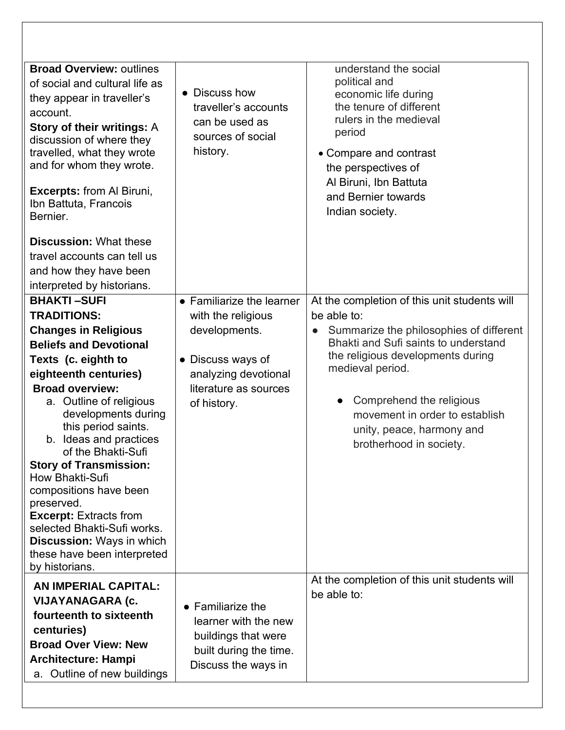| | | |
|---|---|---|
| **Broad Overview:** outlines of social and cultural life as they appear in traveller's account.<br>**Story of their writings:** A discussion of where they travelled, what they wrote and for whom they wrote.<br><br>**Excerpts:** from Al Biruni, Ibn Battuta, Francois Bernier.<br><br>**Discussion:** What these travel accounts can tell us and how they have been interpreted by historians. | • Discuss how traveller's accounts can be used as sources of social history. | understand the social political and economic life during the tenure of different rulers in the medieval period<br><br>• Compare and contrast the perspectives of Al Biruni, Ibn Battuta and Bernier towards Indian society. |
| **BHAKTI –SUFI TRADITIONS: Changes in Religious Beliefs and Devotional Texts (c. eighth to eighteenth centuries)**<br>**Broad overview:**<br>a. Outline of religious developments during this period saints.<br>b. Ideas and practices of the Bhakti-Sufi<br>**Story of Transmission:** How Bhakti-Sufi compositions have been preserved.<br>**Excerpt:** Extracts from selected Bhakti-Sufi works.<br>**Discussion:** Ways in which these have been interpreted by historians. | • Familiarize the learner with the religious developments.<br><br>• Discuss ways of analyzing devotional literature as sources of history. | At the completion of this unit students will be able to:<br>• Summarize the philosophies of different Bhakti and Sufi saints to understand the religious developments during medieval period.<br><br>• Comprehend the religious movement in order to establish unity, peace, harmony and brotherhood in society. |
| **AN IMPERIAL CAPITAL: VIJAYANAGARA (c. fourteenth to sixteenth centuries)**<br>**Broad Over View: New Architecture: Hampi**<br>a. Outline of new buildings | • Familiarize the learner with the new buildings that were built during the time.<br>Discuss the ways in | At the completion of this unit students will be able to: |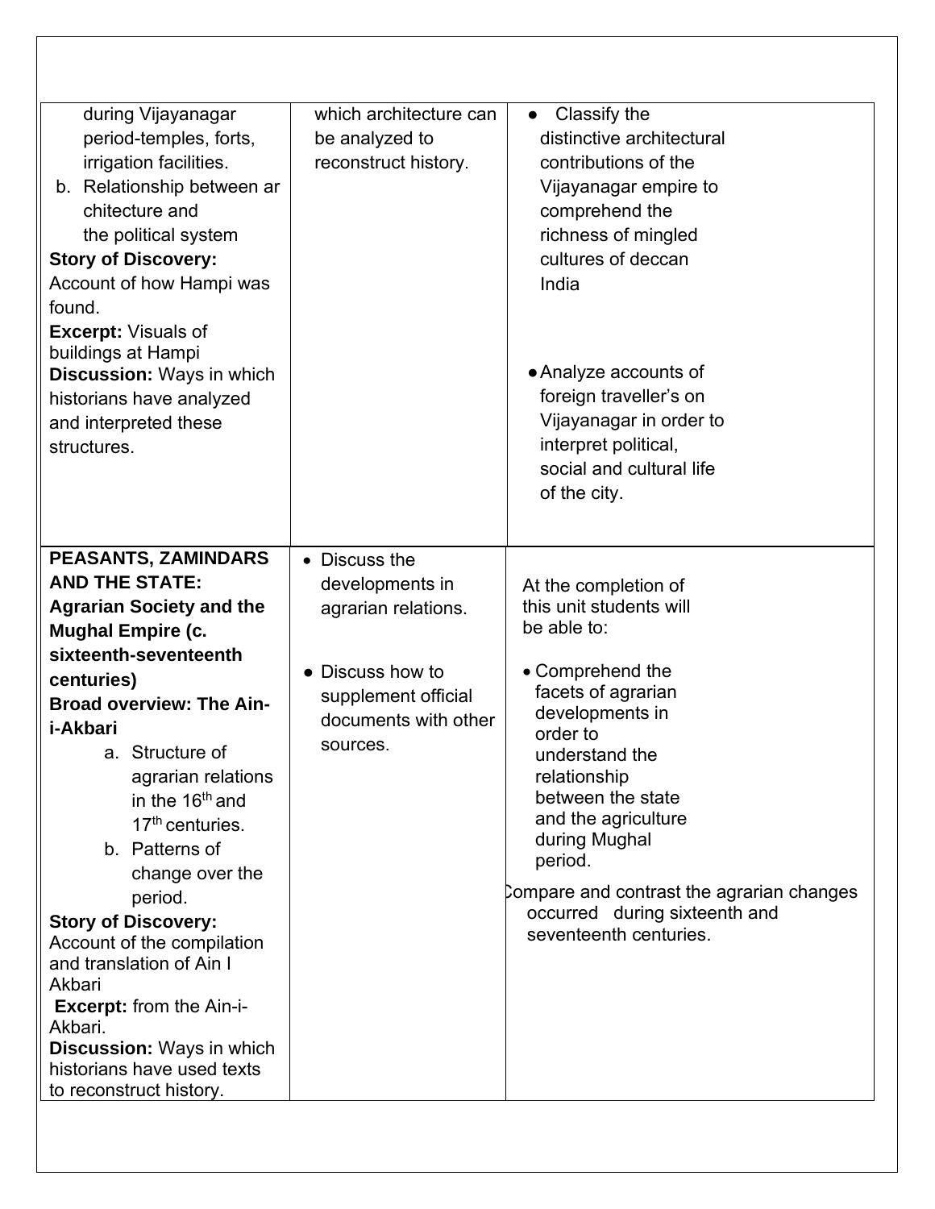| | | |
|---|---|---|
| during Vijayanagar period-temples, forts, irrigation facilities.<br>b. Relationship between architecture and the political system<br>**Story of Discovery:** Account of how Hampi was found.<br>**Excerpt:** Visuals of buildings at Hampi<br>**Discussion:** Ways in which historians have analyzed and interpreted these structures. | which architecture can be analyzed to reconstruct history. | • Classify the distinctive architectural contributions of the Vijayanagar empire to comprehend the richness of mingled cultures of deccan India<br><br>• Analyze accounts of foreign traveller's on Vijayanagar in order to interpret political, social and cultural life of the city. |
| **PEASANTS, ZAMINDARS AND THE STATE: Agrarian Society and the Mughal Empire (c. sixteenth-seventeenth centuries)**<br>**Broad overview: The Ain-i-Akbari**<br>a. Structure of agrarian relations in the 16th and 17th centuries.<br>b. Patterns of change over the period.<br>**Story of Discovery:** Account of the compilation and translation of Ain I Akbari<br>**Excerpt:** from the Ain-i-Akbari.<br>**Discussion:** Ways in which historians have used texts to reconstruct history. | • Discuss the developments in agrarian relations.<br><br>• Discuss how to supplement official documents with other sources. | At the completion of this unit students will be able to:<br><br>• Comprehend the facets of agrarian developments in order to understand the relationship between the state and the agriculture during Mughal period.<br><br>Compare and contrast the agrarian changes occurred during sixteenth and seventeenth centuries. |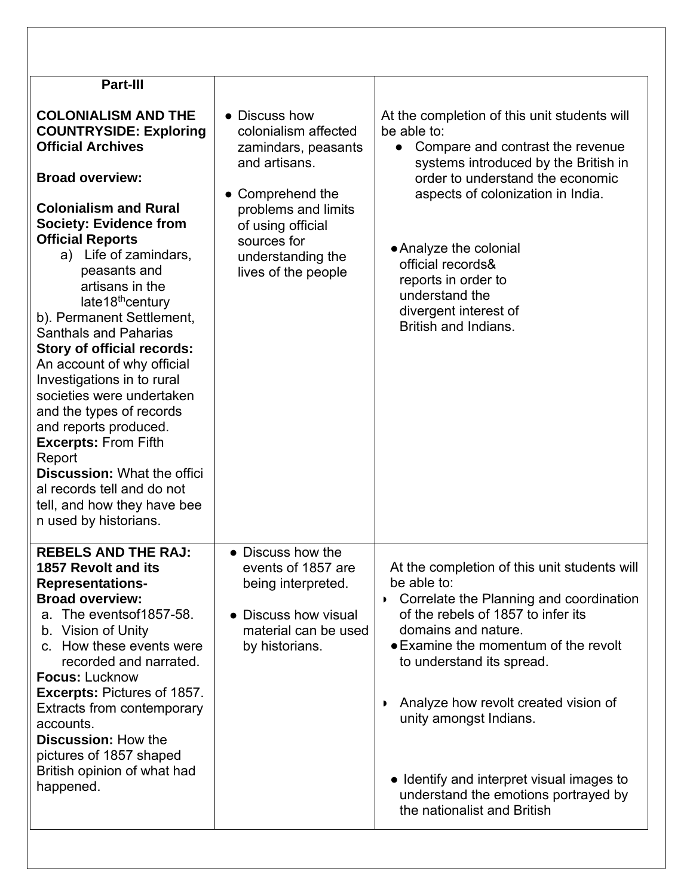| | | |
|---|---|---|
| **Part-III**<br><br>**COLONIALISM AND THE COUNTRYSIDE: Exploring Official Archives**<br><br>**Broad overview:**<br><br>**Colonialism and Rural Society: Evidence from Official Reports**<br>a) Life of zamindars, peasants and artisans in the late18th century<br>b). Permanent Settlement, Santhals and Paharias<br>**Story of official records:** An account of why official Investigations in to rural societies were undertaken and the types of records and reports produced.<br>**Excerpts:** From Fifth Report<br>**Discussion:** What the official records tell and do not tell, and how they have been used by historians. | ● Discuss how colonialism affected zamindars, peasants and artisans.<br><br>● Comprehend the problems and limits of using official sources for understanding the lives of the people | At the completion of this unit students will be able to:<br>● Compare and contrast the revenue systems introduced by the British in order to understand the economic aspects of colonization in India.<br><br>● Analyze the colonial official records& reports in order to understand the divergent interest of British and Indians. |
| **REBELS AND THE RAJ: 1857 Revolt and its Representations-**<br>**Broad overview:**<br>a. The eventsof1857-58.<br>b. Vision of Unity<br>c. How these events were recorded and narrated.<br>**Focus:** Lucknow<br>**Excerpts:** Pictures of 1857. Extracts from contemporary accounts.<br>**Discussion:** How the pictures of 1857 shaped British opinion of what had happened. | ● Discuss how the events of 1857 are being interpreted.<br><br>● Discuss how visual material can be used by historians. | At the completion of this unit students will be able to:<br>● Correlate the Planning and coordination of the rebels of 1857 to infer its domains and nature.<br>● Examine the momentum of the revolt to understand its spread.<br><br>● Analyze how revolt created vision of unity amongst Indians.<br><br>● Identify and interpret visual images to understand the emotions portrayed by the nationalist and British |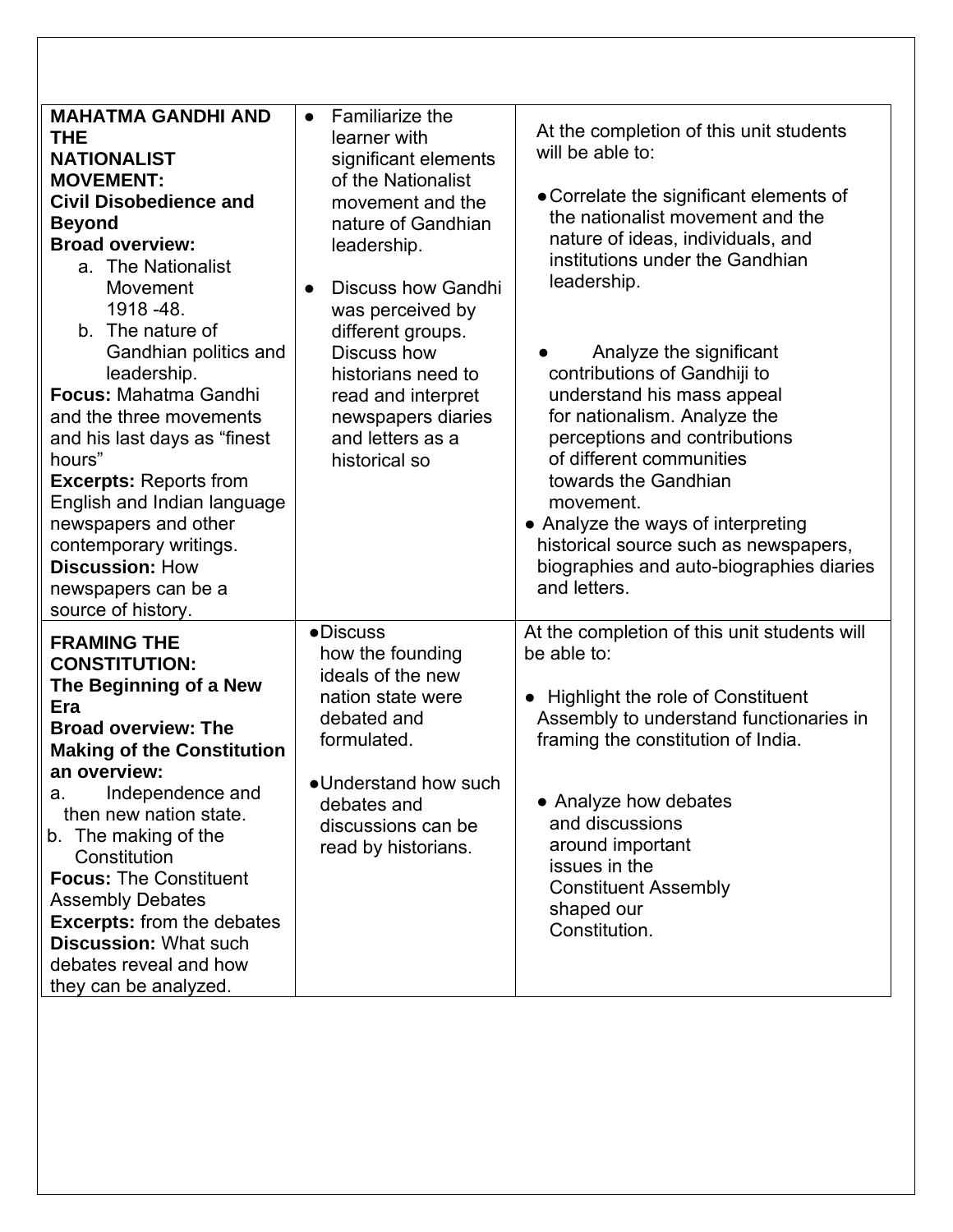| | | |
|---|---|---|
| **MAHATMA GANDHI AND THE NATIONALIST MOVEMENT: Civil Disobedience and Beyond**<br>**Broad overview:**<br>a. The Nationalist Movement 1918 -48.<br>b. The nature of Gandhian politics and leadership.<br>**Focus:** Mahatma Gandhi and the three movements and his last days as "finest hours"<br>**Excerpts:** Reports from English and Indian language newspapers and other contemporary writings.<br>**Discussion:** How newspapers can be a source of history. | ● Familiarize the learner with significant elements of the Nationalist movement and the nature of Gandhian leadership.<br><br>● Discuss how Gandhi was perceived by different groups. Discuss how historians need to read and interpret newspapers diaries and letters as a historical so | At the completion of this unit students will be able to:<br><br>● Correlate the significant elements of the nationalist movement and the nature of ideas, individuals, and institutions under the Gandhian leadership.<br><br>● Analyze the significant contributions of Gandhiji to understand his mass appeal for nationalism. Analyze the perceptions and contributions of different communities towards the Gandhian movement.<br>● Analyze the ways of interpreting historical source such as newspapers, biographies and auto-biographies diaries and letters. |
| **FRAMING THE CONSTITUTION: The Beginning of a New Era**<br>**Broad overview: The Making of the Constitution an overview:**<br>a. Independence and then new nation state.<br>b. The making of the Constitution<br>**Focus:** The Constituent Assembly Debates<br>**Excerpts:** from the debates<br>**Discussion:** What such debates reveal and how they can be analyzed. | ● Discuss how the founding ideals of the new nation state were debated and formulated.<br><br>● Understand how such debates and discussions can be read by historians. | At the completion of this unit students will be able to:<br><br>● Highlight the role of Constituent Assembly to understand functionaries in framing the constitution of India.<br><br>● Analyze how debates and discussions around important issues in the Constituent Assembly shaped our Constitution. |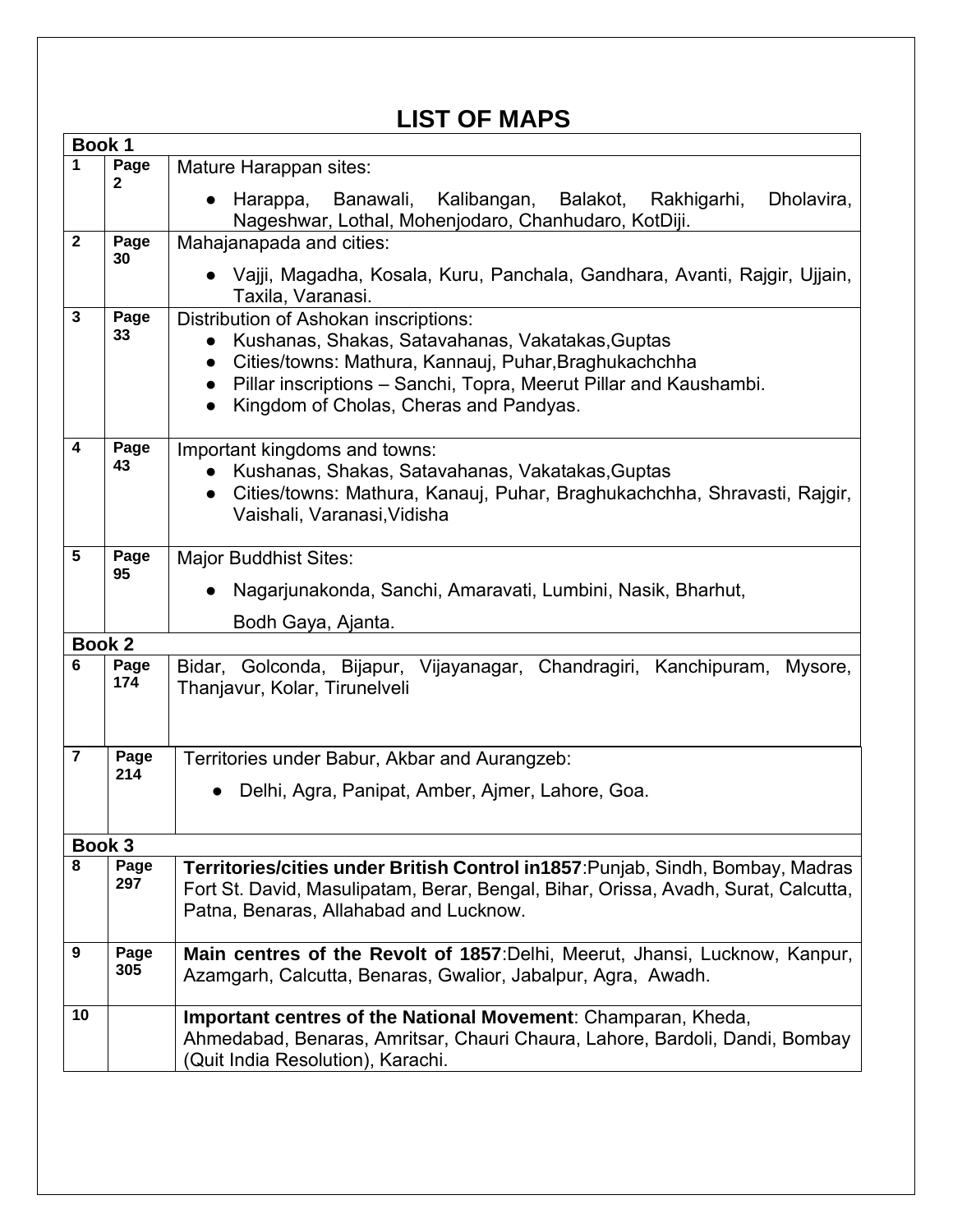# LIST OF MAPS

| | | |
|---|---|---|
| **Book 1** | | |
| **1** | **Page 2** | Mature Harappan sites:<br>● Harappa, Banawali, Kalibangan, Balakot, Rakhigarhi, Dholavira, Nageshwar, Lothal, Mohenjodaro, Chanhudaro, KotDiji. |
| **2** | **Page 30** | Mahajanapada and cities:<br>● Vajji, Magadha, Kosala, Kuru, Panchala, Gandhara, Avanti, Rajgir, Ujjain, Taxila, Varanasi. |
| **3** | **Page 33** | Distribution of Ashokan inscriptions:<br>● Kushanas, Shakas, Satavahanas, Vakatakas,Guptas<br>● Cities/towns: Mathura, Kannauj, Puhar,Braghukachchha<br>● Pillar inscriptions – Sanchi, Topra, Meerut Pillar and Kaushambi.<br>● Kingdom of Cholas, Cheras and Pandyas. |
| **4** | **Page 43** | Important kingdoms and towns:<br>● Kushanas, Shakas, Satavahanas, Vakatakas,Guptas<br>● Cities/towns: Mathura, Kanauj, Puhar, Braghukachchha, Shravasti, Rajgir, Vaishali, Varanasi,Vidisha |
| **5** | **Page 95** | Major Buddhist Sites:<br>● Nagarjunakonda, Sanchi, Amaravati, Lumbini, Nasik, Bharhut,<br>Bodh Gaya, Ajanta. |
| **Book 2** | | |
| **6** | **Page 174** | Bidar, Golconda, Bijapur, Vijayanagar, Chandragiri, Kanchipuram, Mysore, Thanjavur, Kolar, Tirunelveli |
| **7** | **Page 214** | Territories under Babur, Akbar and Aurangzeb:<br>● Delhi, Agra, Panipat, Amber, Ajmer, Lahore, Goa. |
| **Book 3** | | |
| **8** | **Page 297** | **Territories/cities under British Control in1857**:Punjab, Sindh, Bombay, Madras Fort St. David, Masulipatam, Berar, Bengal, Bihar, Orissa, Avadh, Surat, Calcutta, Patna, Benaras, Allahabad and Lucknow. |
| **9** | **Page 305** | **Main centres of the Revolt of 1857**:Delhi, Meerut, Jhansi, Lucknow, Kanpur, Azamgarh, Calcutta, Benaras, Gwalior, Jabalpur, Agra, Awadh. |
| **10** | | **Important centres of the National Movement**: Champaran, Kheda, Ahmedabad, Benaras, Amritsar, Chauri Chaura, Lahore, Bardoli, Dandi, Bombay (Quit India Resolution), Karachi. |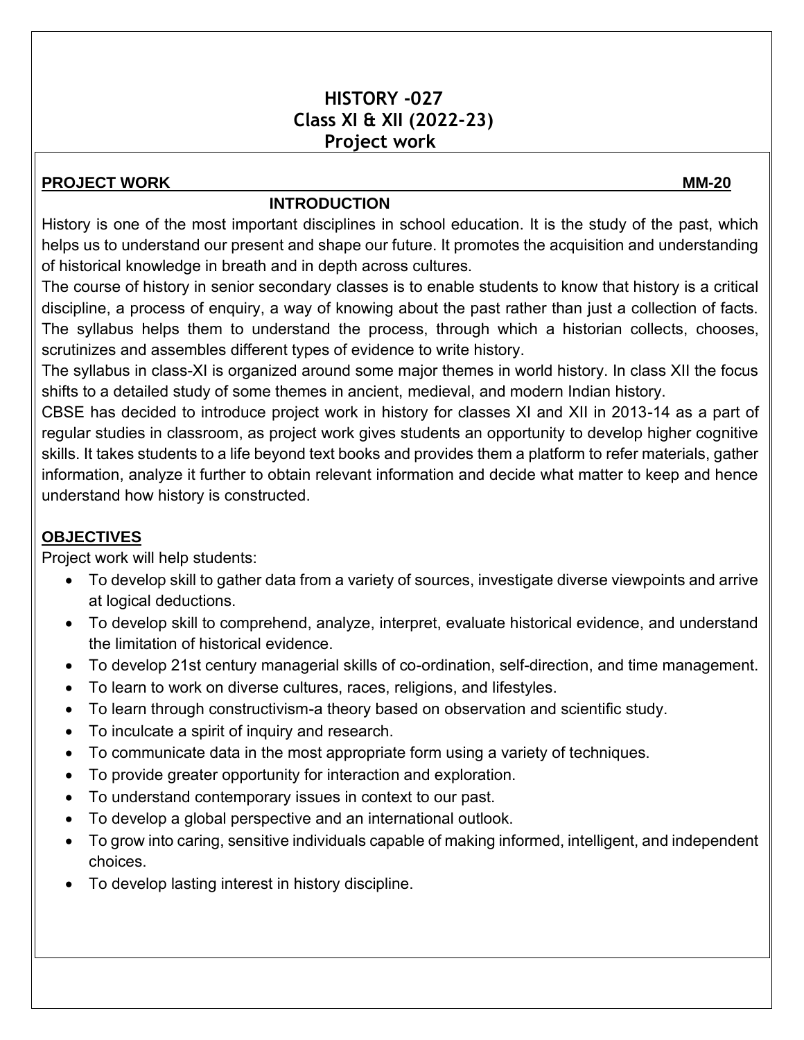# HISTORY -027
## Class XI & XII (2022-23)
## Project work

**PROJECT WORK** **MM-20**

### INTRODUCTION

History is one of the most important disciplines in school education. It is the study of the past, which helps us to understand our present and shape our future. It promotes the acquisition and understanding of historical knowledge in breath and in depth across cultures.

The course of history in senior secondary classes is to enable students to know that history is a critical discipline, a process of enquiry, a way of knowing about the past rather than just a collection of facts. The syllabus helps them to understand the process, through which a historian collects, chooses, scrutinizes and assembles different types of evidence to write history.

The syllabus in class-XI is organized around some major themes in world history. In class XII the focus shifts to a detailed study of some themes in ancient, medieval, and modern Indian history.

CBSE has decided to introduce project work in history for classes XI and XII in 2013-14 as a part of regular studies in classroom, as project work gives students an opportunity to develop higher cognitive skills. It takes students to a life beyond text books and provides them a platform to refer materials, gather information, analyze it further to obtain relevant information and decide what matter to keep and hence understand how history is constructed.

### OBJECTIVES

Project work will help students:

- To develop skill to gather data from a variety of sources, investigate diverse viewpoints and arrive at logical deductions.
- To develop skill to comprehend, analyze, interpret, evaluate historical evidence, and understand the limitation of historical evidence.
- To develop 21st century managerial skills of co-ordination, self-direction, and time management.
- To learn to work on diverse cultures, races, religions, and lifestyles.
- To learn through constructivism-a theory based on observation and scientific study.
- To inculcate a spirit of inquiry and research.
- To communicate data in the most appropriate form using a variety of techniques.
- To provide greater opportunity for interaction and exploration.
- To understand contemporary issues in context to our past.
- To develop a global perspective and an international outlook.
- To grow into caring, sensitive individuals capable of making informed, intelligent, and independent choices.
- To develop lasting interest in history discipline.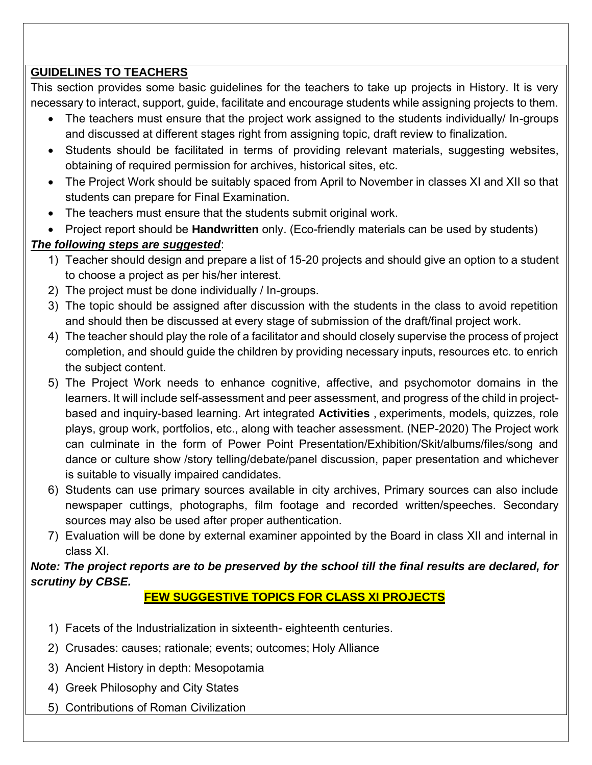## GUIDELINES TO TEACHERS

This section provides some basic guidelines for the teachers to take up projects in History. It is very necessary to interact, support, guide, facilitate and encourage students while assigning projects to them.

- The teachers must ensure that the project work assigned to the students individually/ In-groups and discussed at different stages right from assigning topic, draft review to finalization.
- Students should be facilitated in terms of providing relevant materials, suggesting websites, obtaining of required permission for archives, historical sites, etc.
- The Project Work should be suitably spaced from April to November in classes XI and XII so that students can prepare for Final Examination.
- The teachers must ensure that the students submit original work.
- Project report should be **Handwritten** only. (Eco-friendly materials can be used by students)

***The following steps are suggested***:

1) Teacher should design and prepare a list of 15-20 projects and should give an option to a student to choose a project as per his/her interest.
2) The project must be done individually / In-groups.
3) The topic should be assigned after discussion with the students in the class to avoid repetition and should then be discussed at every stage of submission of the draft/final project work.
4) The teacher should play the role of a facilitator and should closely supervise the process of project completion, and should guide the children by providing necessary inputs, resources etc. to enrich the subject content.
5) The Project Work needs to enhance cognitive, affective, and psychomotor domains in the learners. It will include self-assessment and peer assessment, and progress of the child in project-based and inquiry-based learning. Art integrated **Activities** , experiments, models, quizzes, role plays, group work, portfolios, etc., along with teacher assessment. (NEP-2020) The Project work can culminate in the form of Power Point Presentation/Exhibition/Skit/albums/files/song and dance or culture show /story telling/debate/panel discussion, paper presentation and whichever is suitable to visually impaired candidates.
6) Students can use primary sources available in city archives, Primary sources can also include newspaper cuttings, photographs, film footage and recorded written/speeches. Secondary sources may also be used after proper authentication.
7) Evaluation will be done by external examiner appointed by the Board in class XII and internal in class XI.

***Note: The project reports are to be preserved by the school till the final results are declared, for scrutiny by CBSE.***

## FEW SUGGESTIVE TOPICS FOR CLASS XI PROJECTS

1) Facets of the Industrialization in sixteenth- eighteenth centuries.
2) Crusades: causes; rationale; events; outcomes; Holy Alliance
3) Ancient History in depth: Mesopotamia
4) Greek Philosophy and City States
5) Contributions of Roman Civilization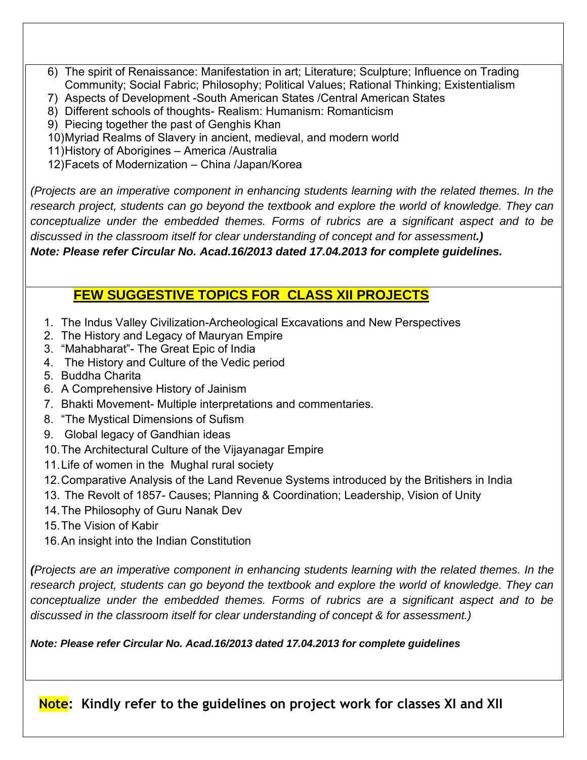6) The spirit of Renaissance: Manifestation in art; Literature; Sculpture; Influence on Trading Community; Social Fabric; Philosophy; Political Values; Rational Thinking; Existentialism
7) Aspects of Development -South American States /Central American States
8) Different schools of thoughts- Realism: Humanism: Romanticism
9) Piecing together the past of Genghis Khan
10) Myriad Realms of Slavery in ancient, medieval, and modern world
11) History of Aborigines – America /Australia
12) Facets of Modernization – China /Japan/Korea

*(Projects are an imperative component in enhancing students learning with the related themes. In the research project, students can go beyond the textbook and explore the world of knowledge. They can conceptualize under the embedded themes. Forms of rubrics are a significant aspect and to be discussed in the classroom itself for clear understanding of concept and for assessment.)*

***Note: Please refer Circular No. Acad.16/2013 dated 17.04.2013 for complete guidelines.***

## FEW SUGGESTIVE TOPICS FOR CLASS XII PROJECTS

1. The Indus Valley Civilization-Archeological Excavations and New Perspectives
2. The History and Legacy of Mauryan Empire
3. "Mahabharat"- The Great Epic of India
4. The History and Culture of the Vedic period
5. Buddha Charita
6. A Comprehensive History of Jainism
7. Bhakti Movement- Multiple interpretations and commentaries.
8. "The Mystical Dimensions of Sufism
9. Global legacy of Gandhian ideas
10. The Architectural Culture of the Vijayanagar Empire
11. Life of women in the Mughal rural society
12. Comparative Analysis of the Land Revenue Systems introduced by the Britishers in India
13. The Revolt of 1857- Causes; Planning & Coordination; Leadership, Vision of Unity
14. The Philosophy of Guru Nanak Dev
15. The Vision of Kabir
16. An insight into the Indian Constitution

*(Projects are an imperative component in enhancing students learning with the related themes. In the research project, students can go beyond the textbook and explore the world of knowledge. They can conceptualize under the embedded themes. Forms of rubrics are a significant aspect and to be discussed in the classroom itself for clear understanding of concept & for assessment.)*

***Note: Please refer Circular No. Acad.16/2013 dated 17.04.2013 for complete guidelines***

**Note: Kindly refer to the guidelines on project work for classes XI and XII**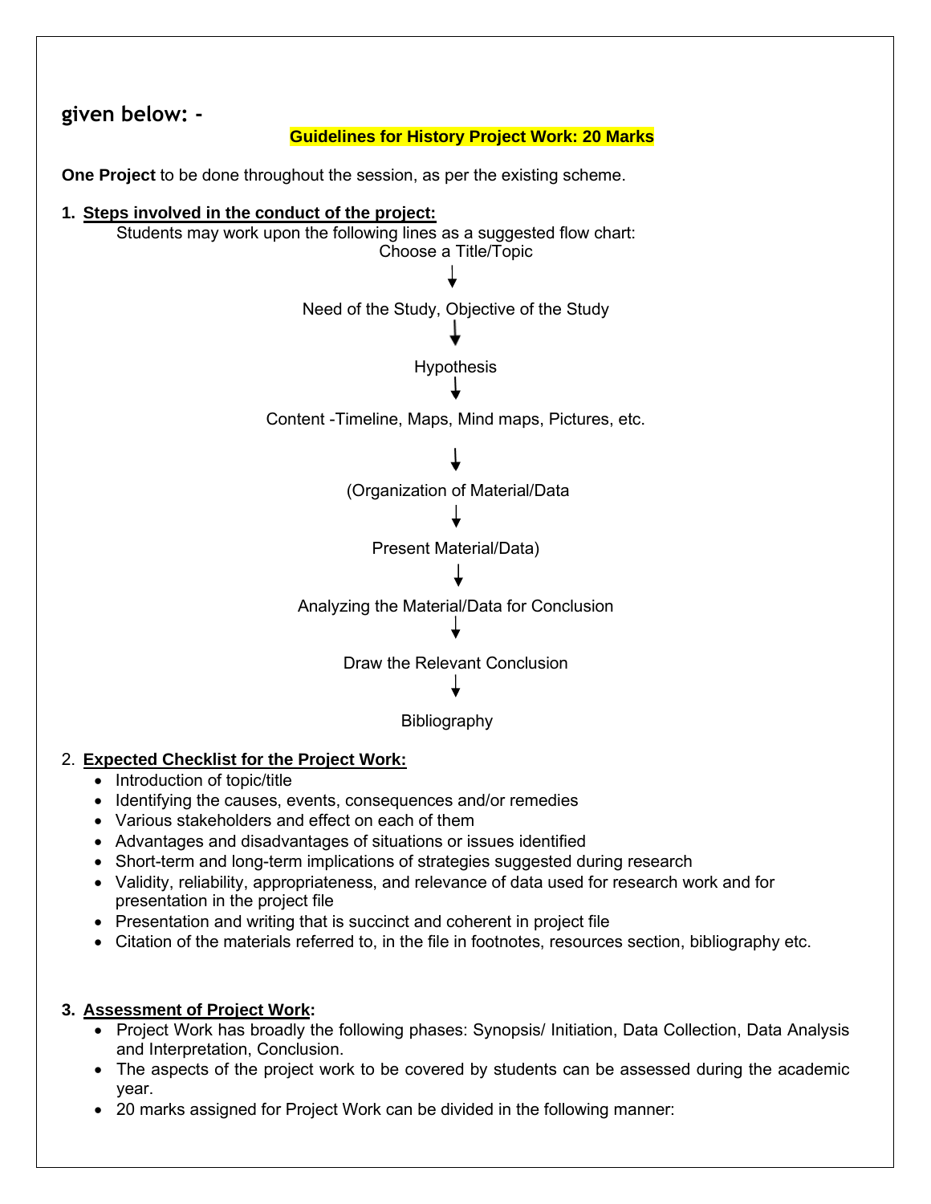given below: -

## Guidelines for History Project Work: 20 Marks

**One Project** to be done throughout the session, as per the existing scheme.

1. **Steps involved in the conduct of the project:**

   Students may work upon the following lines as a suggested flow chart:

   Choose a Title/Topic
   
   ↓
   
   Need of the Study, Objective of the Study
   
   ↓
   
   Hypothesis
   
   ↓
   
   Content -Timeline, Maps, Mind maps, Pictures, etc.
   
   ↓
   
   (Organization of Material/Data
   
   ↓
   
   Present Material/Data)
   
   ↓
   
   Analyzing the Material/Data for Conclusion
   
   ↓
   
   Draw the Relevant Conclusion
   
   ↓
   
   Bibliography

2. **Expected Checklist for the Project Work:**
   - Introduction of topic/title
   - Identifying the causes, events, consequences and/or remedies
   - Various stakeholders and effect on each of them
   - Advantages and disadvantages of situations or issues identified
   - Short-term and long-term implications of strategies suggested during research
   - Validity, reliability, appropriateness, and relevance of data used for research work and for presentation in the project file
   - Presentation and writing that is succinct and coherent in project file
   - Citation of the materials referred to, in the file in footnotes, resources section, bibliography etc.

3. **Assessment of Project Work:**
   - Project Work has broadly the following phases: Synopsis/ Initiation, Data Collection, Data Analysis and Interpretation, Conclusion.
   - The aspects of the project work to be covered by students can be assessed during the academic year.
   - 20 marks assigned for Project Work can be divided in the following manner: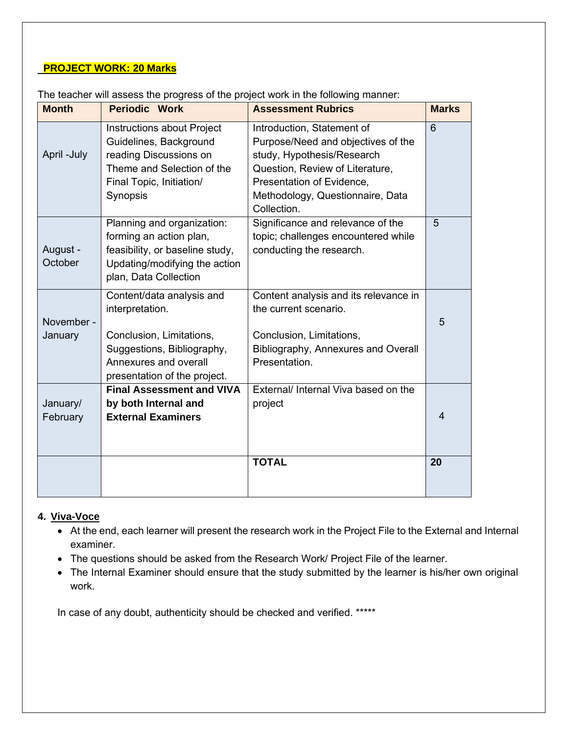**PROJECT WORK: 20 Marks**

The teacher will assess the progress of the project work in the following manner:

| Month | Periodic Work | Assessment Rubrics | Marks |
|---|---|---|---|
| April -July | Instructions about Project Guidelines, Background reading Discussions on Theme and Selection of the Final Topic, Initiation/ Synopsis | Introduction, Statement of Purpose/Need and objectives of the study, Hypothesis/Research Question, Review of Literature, Presentation of Evidence, Methodology, Questionnaire, Data Collection. | 6 |
| August - October | Planning and organization: forming an action plan, feasibility, or baseline study, Updating/modifying the action plan, Data Collection | Significance and relevance of the topic; challenges encountered while conducting the research. | 5 |
| November - January | Content/data analysis and interpretation.<br><br>Conclusion, Limitations, Suggestions, Bibliography, Annexures and overall presentation of the project. | Content analysis and its relevance in the current scenario.<br><br>Conclusion, Limitations, Bibliography, Annexures and Overall Presentation. | 5 |
| January/ February | **Final Assessment and VIVA by both Internal and External Examiners** | External/ Internal Viva based on the project | 4 |
| | | **TOTAL** | **20** |

**4. Viva-Voce**

- At the end, each learner will present the research work in the Project File to the External and Internal examiner.
- The questions should be asked from the Research Work/ Project File of the learner.
- The Internal Examiner should ensure that the study submitted by the learner is his/her own original work.

In case of any doubt, authenticity should be checked and verified. *****